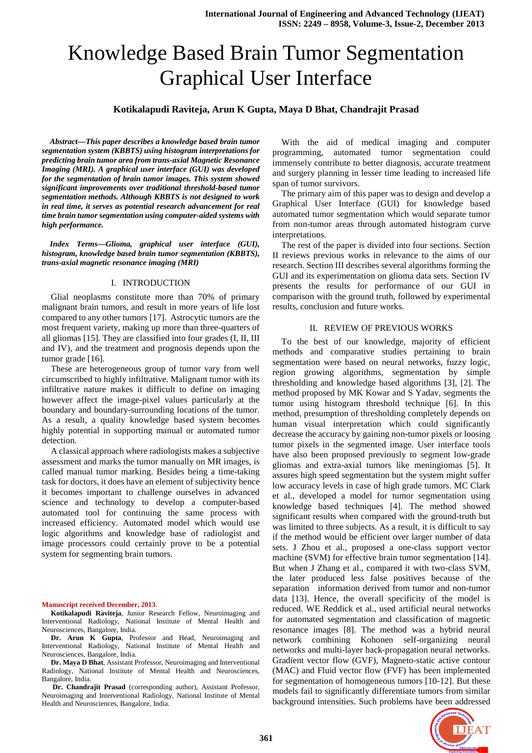# Knowledge Based Brain Tumor Segmentation Graphical User Interface

**Kotikalapudi Raviteja, Arun K Gupta, Maya D Bhat, Chandrajit Prasad**

***Abstract*—*This paper describes a knowledge based brain tumor segmentation system (KBBTS) using histogram interpretations for predicting brain tumor area from trans-axial Magnetic Resonance Imaging (MRI). A graphical user interface (GUI) was developed for the segmentation of brain tumor images. This system showed significant improvements over traditional threshold-based tumor segmentation methods. Although KBBTS is not designed to work in real time, it serves as potential research advancement for real time brain tumor segmentation using computer-aided systems with high performance.***

***Index Terms*—*Glioma, graphical user interface (GUI), histogram, knowledge based brain tumor segmentation (KBBTS), trans-axial magnetic resonance imaging (MRI)***

## I. INTRODUCTION

Glial neoplasms constitute more than 70% of primary malignant brain tumors, and result in more years of life lost compared to any other tumors [17]. Astrocytic tumors are the most frequent variety, making up more than three-quarters of all gliomas [15]. They are classified into four grades (I, II, III and IV), and the treatment and prognosis depends upon the tumor grade [16].

These are heterogeneous group of tumor vary from well circumscribed to highly infiltrative. Malignant tumor with its infiltrative nature makes it difficult to define on imaging however affect the image-pixel values particularly at the boundary and boundary-surrounding locations of the tumor. As a result, a quality knowledge based system becomes highly potential in supporting manual or automated tumor detection.

A classical approach where radiologists makes a subjective assessment and marks the tumor manually on MR images, is called manual tumor marking. Besides being a time-taking task for doctors, it does have an element of subjectivity hence it becomes important to challenge ourselves in advanced science and technology to develop a computer-based automated tool for continuing the same process with increased efficiency. Automated model which would use logic algorithms and knowledge base of radiologist and image processors could certainly prove to be a potential system for segmenting brain tumors.

With the aid of medical imaging and computer programming, automated tumor segmentation could immensely contribute to better diagnosis, accurate treatment and surgery planning in lesser time leading to increased life span of tumor survivors.

The primary aim of this paper was to design and develop a Graphical User Interface (GUI) for knowledge based automated tumor segmentation which would separate tumor from non-tumor areas through automated histogram curve interpretations.

The rest of the paper is divided into four sections. Section II reviews previous works in relevance to the aims of our research. Section III describes several algorithms forming the GUI and its experimentation on glioma data sets. Section IV presents the results for performance of our GUI in comparison with the ground truth, followed by experimental results, conclusion and future works.

## II. REVIEW OF PREVIOUS WORKS

To the best of our knowledge, majority of efficient methods and comparative studies pertaining to brain segmentation were based on neural networks, fuzzy logic, region growing algorithms, segmentation by simple thresholding and knowledge based algorithms [3], [2]. The method proposed by MK Kowar and S Yadav, segments the tumor using histogram threshold technique [6]. In this method, presumption of thresholding completely depends on human visual interpretation which could significantly decrease the accuracy by gaining non-tumor pixels or loosing tumor pixels in the segmented image. User interface tools have also been proposed previously to segment low-grade gliomas and extra-axial tumors like meningiomas [5]. It assures high speed segmentation but the system might suffer low accuracy levels in case of high grade tumors. MC Clark et al., developed a model for tumor segmentation using knowledge based techniques [4]. The method showed significant results when compared with the ground-truth but was limited to three subjects. As a result, it is difficult to say if the method would be efficient over larger number of data sets. J Zhou et al., proposed a one-class support vector machine (SVM) for effective brain tumor segmentation [14]. But when J Zhang et al., compared it with two-class SVM, the later produced less false positives because of the separation information derived from tumor and non-tumor data [13]. Hence, the overall specificity of the model is reduced. WE Reddick et al., used artificial neural networks for automated segmentation and classification of magnetic resonance images [8]. The method was a hybrid neural network combining Kohonen self-organizing neural networks and multi-layer back-propagation neural networks. Gradient vector flow (GVF), Magneto-static active contour (MAC) and Fluid vector flow (FVF) has been implemented for segmentation of homogeneous tumors [10-12]. But these models fail to significantly differentiate tumors from similar background intensities. Such problems have been addressed

**Manuscript received December, 2013**.

**Kotikalapudi Raviteja**, Junior Research Fellow, Neuroimaging and Interventional Radiology, National Institute of Mental Health and Neurosciences, Bangalore, India.

**Dr. Arun K Gupta**, Professor and Head, Neuroimaging and Interventional Radiology, National Institute of Mental Health and Neurosciences, Bangalore, India.

**Dr. Maya D Bhat**, Assistant Professor, Neuroimaging and Interventional Radiology, National Institute of Mental Health and Neurosciences, Bangalore, India.

**Dr. Chandrajit Prasad** (corresponding author), Assistant Professor, Neuroimaging and Interventional Radiology, National Institute of Mental Health and Neurosciences, Bangalore, India.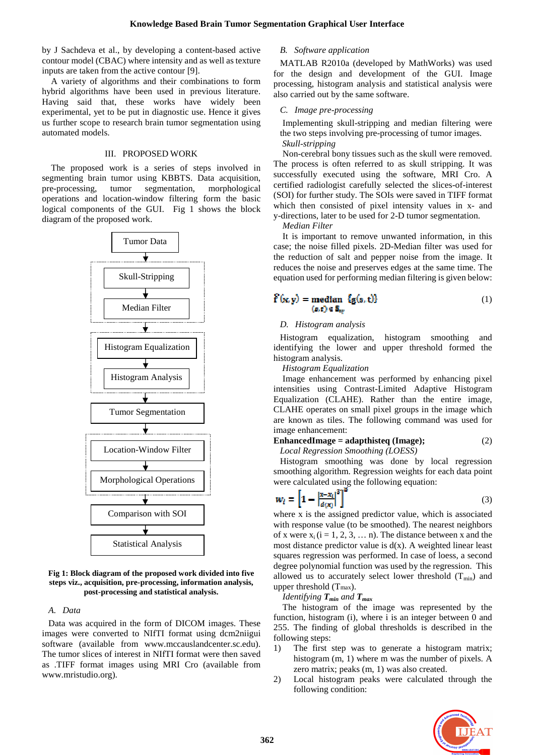by J Sachdeva et al., by developing a content-based active contour model (CBAC) where intensity and as well as texture inputs are taken from the active contour [9].

A variety of algorithms and their combinations to form hybrid algorithms have been used in previous literature. Having said that, these works have widely been experimental, yet to be put in diagnostic use. Hence it gives us further scope to research brain tumor segmentation using automated models.

## III. PROPOSED WORK

The proposed work is a series of steps involved in segmenting brain tumor using KBBTS. Data acquisition, pre-processing, tumor segmentation, morphological operations and location-window filtering form the basic logical components of the GUI. Fig 1 shows the block diagram of the proposed work.

Tumor Data → [Skull-Stripping → Median Filter] → [Histogram Equalization → Histogram Analysis] → Tumor Segmentation → [Location-Window Filter → Morphological Operations] → Comparison with SOI → Statistical Analysis

**Fig 1: Block diagram of the proposed work divided into five steps viz., acquisition, pre-processing, information analysis, post-processing and statistical analysis.**

### A. Data

Data was acquired in the form of DICOM images. These images were converted to NIfTI format using dcm2niigui software (available from www.mccauslandcenter.sc.edu). The tumor slices of interest in NIfTI format were then saved as .TIFF format images using MRI Cro (available from www.mristudio.org).

### B. Software application

MATLAB R2010a (developed by MathWorks) was used for the design and development of the GUI. Image processing, histogram analysis and statistical analysis were also carried out by the same software.

### C. Image pre-processing

Implementing skull-stripping and median filtering were the two steps involving pre-processing of tumor images.

*Skull-stripping*

Non-cerebral bony tissues such as the skull were removed. The process is often referred to as skull stripping. It was successfully executed using the software, MRI Cro. A certified radiologist carefully selected the slices-of-interest (SOI) for further study. The SOIs were saved in TIFF format which then consisted of pixel intensity values in x- and y-directions, later to be used for 2-D tumor segmentation.

*Median Filter*

It is important to remove unwanted information, in this case; the noise filled pixels. 2D-Median filter was used for the reduction of salt and pepper noise from the image. It reduces the noise and preserves edges at the same time. The equation used for performing median filtering is given below:

$$\hat{f}(x,y) = \underset{(s,t)\in S_{xy}}{\text{median}} \{g(s,t)\} \qquad (1)$$

### D. Histogram analysis

Histogram equalization, histogram smoothing and identifying the lower and upper threshold formed the histogram analysis.

*Histogram Equalization*

Image enhancement was performed by enhancing pixel intensities using Contrast-Limited Adaptive Histogram Equalization (CLAHE). Rather than the entire image, CLAHE operates on small pixel groups in the image which are known as tiles. The following command was used for image enhancement:

**EnhancedImage = adapthisteq (Image);** (2)

*Local Regression Smoothing (LOESS)*

Histogram smoothing was done by local regression smoothing algorithm. Regression weights for each data point were calculated using the following equation:

$$w_i = \left[1 - \left|\frac{x - x_i}{d(x)}\right|^3\right]^3 \qquad (3)$$

where x is the assigned predictor value, which is associated with response value (to be smoothed). The nearest neighbors of x were $x_i$ (i = 1, 2, 3, … n). The distance between x and the most distance predictor value is d(x). A weighted linear least squares regression was performed. In case of loess, a second degree polynomial function was used by the regression. This allowed us to accurately select lower threshold ($T_{min}$) and upper threshold ($T_{max}$).

*Identifying $T_{min}$ and $T_{max}$*

The histogram of the image was represented by the function, histogram (i), where i is an integer between 0 and 255. The finding of global thresholds is described in the following steps:

1) The first step was to generate a histogram matrix; histogram (m, 1) where m was the number of pixels. A zero matrix; peaks (m, 1) was also created.
2) Local histogram peaks were calculated through the following condition: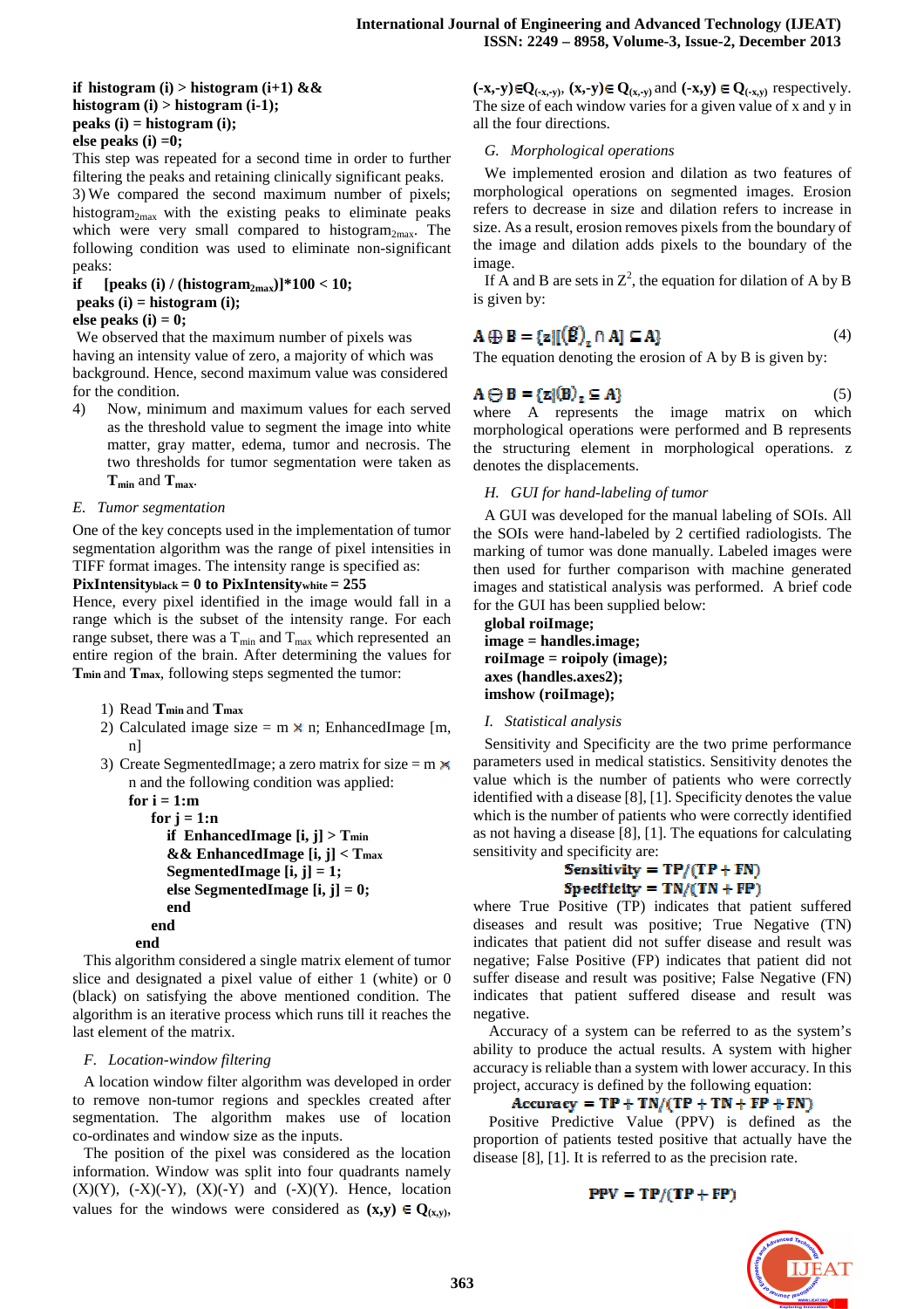**if histogram (i) > histogram (i+1) &&**
**histogram (i) > histogram (i-1);**
**peaks (i) = histogram (i);**
**else peaks (i) =0;**

This step was repeated for a second time in order to further filtering the peaks and retaining clinically significant peaks.

3) We compared the second maximum number of pixels; $histogram_{2max}$ with the existing peaks to eliminate peaks which were very small compared to $histogram_{2max}$. The following condition was used to eliminate non-significant peaks:

**if [peaks (i) / ($histogram_{2max}$)]*100 < 10;**
**peaks (i) = histogram (i);**
**else peaks (i) = 0;**

We observed that the maximum number of pixels was having an intensity value of zero, a majority of which was background. Hence, second maximum value was considered for the condition.

4) Now, minimum and maximum values for each served as the threshold value to segment the image into white matter, gray matter, edema, tumor and necrosis. The two thresholds for tumor segmentation were taken as $\mathbf{T_{min}}$ and $\mathbf{T_{max}}$.

### *E. Tumor segmentation*

One of the key concepts used in the implementation of tumor segmentation algorithm was the range of pixel intensities in TIFF format images. The intensity range is specified as:

**$PixIntensity_{black}$ = 0 to $PixIntensity_{white}$ = 255**

Hence, every pixel identified in the image would fall in a range which is the subset of the intensity range. For each range subset, there was a $T_{min}$ and $T_{max}$ which represented an entire region of the brain. After determining the values for $\mathbf{T_{min}}$ and $\mathbf{T_{max}}$, following steps segmented the tumor:

1) Read $\mathbf{T_{min}}$ and $\mathbf{T_{max}}$
2) Calculated image size = m × n; EnhancedImage [m, n]
3) Create SegmentedImage; a zero matrix for size = m × n and the following condition was applied:

```
for i = 1:m
    for j = 1:n
        if EnhancedImage [i, j] > Tmin
        && EnhancedImage [i, j] < Tmax
        SegmentedImage [i, j] = 1;
        else SegmentedImage [i, j] = 0;
        end
    end
end
```

This algorithm considered a single matrix element of tumor slice and designated a pixel value of either 1 (white) or 0 (black) on satisfying the above mentioned condition. The algorithm is an iterative process which runs till it reaches the last element of the matrix.

### *F. Location-window filtering*

A location window filter algorithm was developed in order to remove non-tumor regions and speckles created after segmentation. The algorithm makes use of location co-ordinates and window size as the inputs.

The position of the pixel was considered as the location information. Window was split into four quadrants namely (X)(Y), (-X)(-Y), (X)(-Y) and (-X)(Y). Hence, location values for the windows were considered as $\mathbf{(x,y) \in Q_{(x,y)}}$, $\mathbf{(-x,-y) \in Q_{(-x,-y)}}$, $\mathbf{(x,-y) \in Q_{(x,-y)}}$ and $\mathbf{(-x,y) \in Q_{(-x,y)}}$ respectively. The size of each window varies for a given value of x and y in all the four directions.

### *G. Morphological operations*

We implemented erosion and dilation as two features of morphological operations on segmented images. Erosion refers to decrease in size and dilation refers to increase in size. As a result, erosion removes pixels from the boundary of the image and dilation adds pixels to the boundary of the image.

If A and B are sets in $Z^2$, the equation for dilation of A by B is given by:

$$A \oplus B = \{z \mid [(\hat{B})_z \cap A] \subseteq A\} \tag{4}$$

The equation denoting the erosion of A by B is given by:

$$A \ominus B = \{z \mid (B)_z \subseteq A\} \tag{5}$$

where A represents the image matrix on which morphological operations were performed and B represents the structuring element in morphological operations. z denotes the displacements.

### *H. GUI for hand-labeling of tumor*

A GUI was developed for the manual labeling of SOIs. All the SOIs were hand-labeled by 2 certified radiologists. The marking of tumor was done manually. Labeled images were then used for further comparison with machine generated images and statistical analysis was performed. A brief code for the GUI has been supplied below:

```
global roiImage;
image = handles.image;
roiImage = roipoly (image);
axes (handles.axes2);
imshow (roiImage);
```

### *I. Statistical analysis*

Sensitivity and Specificity are the two prime performance parameters used in medical statistics. Sensitivity denotes the value which is the number of patients who were correctly identified with a disease [8], [1]. Specificity denotes the value which is the number of patients who were correctly identified as not having a disease [8], [1]. The equations for calculating sensitivity and specificity are:

$$\mathbf{Sensitivity = TP/(TP + FN)}$$

$$\mathbf{Specificity = TN/(TN + FP)}$$

where True Positive (TP) indicates that patient suffered diseases and result was positive; True Negative (TN) indicates that patient did not suffer disease and result was negative; False Positive (FP) indicates that patient did not suffer disease and result was positive; False Negative (FN) indicates that patient suffered disease and result was negative.

Accuracy of a system can be referred to as the system's ability to produce the actual results. A system with higher accuracy is reliable than a system with lower accuracy. In this project, accuracy is defined by the following equation:

$$\mathbf{Accuracy = TP + TN/(TP + TN + FP + FN)}$$

Positive Predictive Value (PPV) is defined as the proportion of patients tested positive that actually have the disease [8], [1]. It is referred to as the precision rate.

$$\mathbf{PPV = TP/(TP + FP)}$$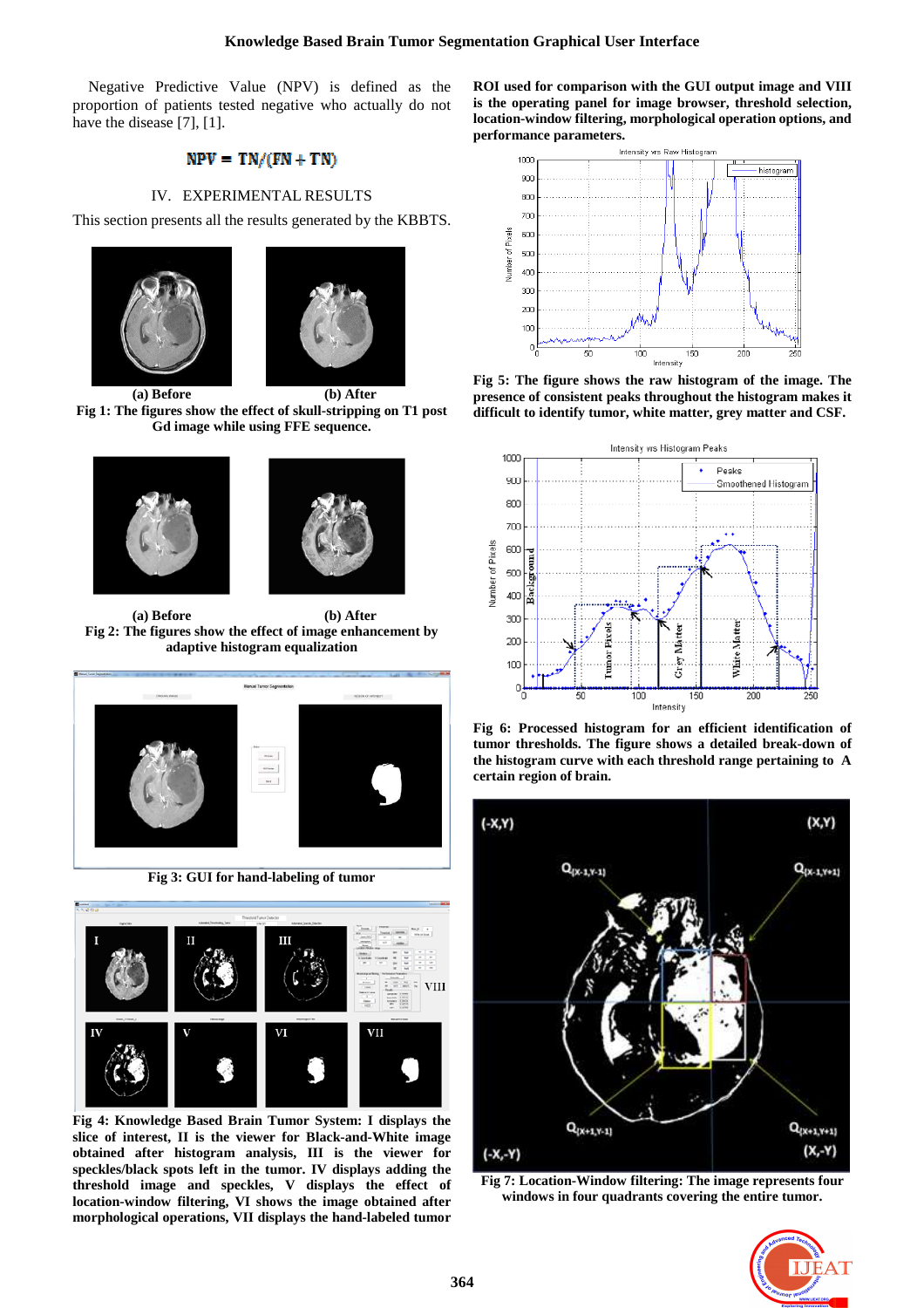Negative Predictive Value (NPV) is defined as the proportion of patients tested negative who actually do not have the disease [7], [1].

$$NPV = TN/(FN + TN)$$

## IV. EXPERIMENTAL RESULTS

This section presents all the results generated by the KBBTS.

(a) Before (b) After

**Fig 1: The figures show the effect of skull-stripping on T1 post Gd image while using FFE sequence.**

(a) Before (b) After

**Fig 2: The figures show the effect of image enhancement by adaptive histogram equalization**

**Fig 3: GUI for hand-labeling of tumor**

**Fig 4: Knowledge Based Brain Tumor System: I displays the slice of interest, II is the viewer for Black-and-White image obtained after histogram analysis, III is the viewer for speckles/black spots left in the tumor. IV displays adding the threshold image and speckles, V displays the effect of location-window filtering, VI shows the image obtained after morphological operations, VII displays the hand-labeled tumor ROI used for comparison with the GUI output image and VIII is the operating panel for image browser, threshold selection, location-window filtering, morphological operation options, and performance parameters.**

**Fig 5: The figure shows the raw histogram of the image. The presence of consistent peaks throughout the histogram makes it difficult to identify tumor, white matter, grey matter and CSF.**

**Fig 6: Processed histogram for an efficient identification of tumor thresholds. The figure shows a detailed break-down of the histogram curve with each threshold range pertaining to A certain region of brain.**

**Fig 7: Location-Window filtering: The image represents four windows in four quadrants covering the entire tumor.**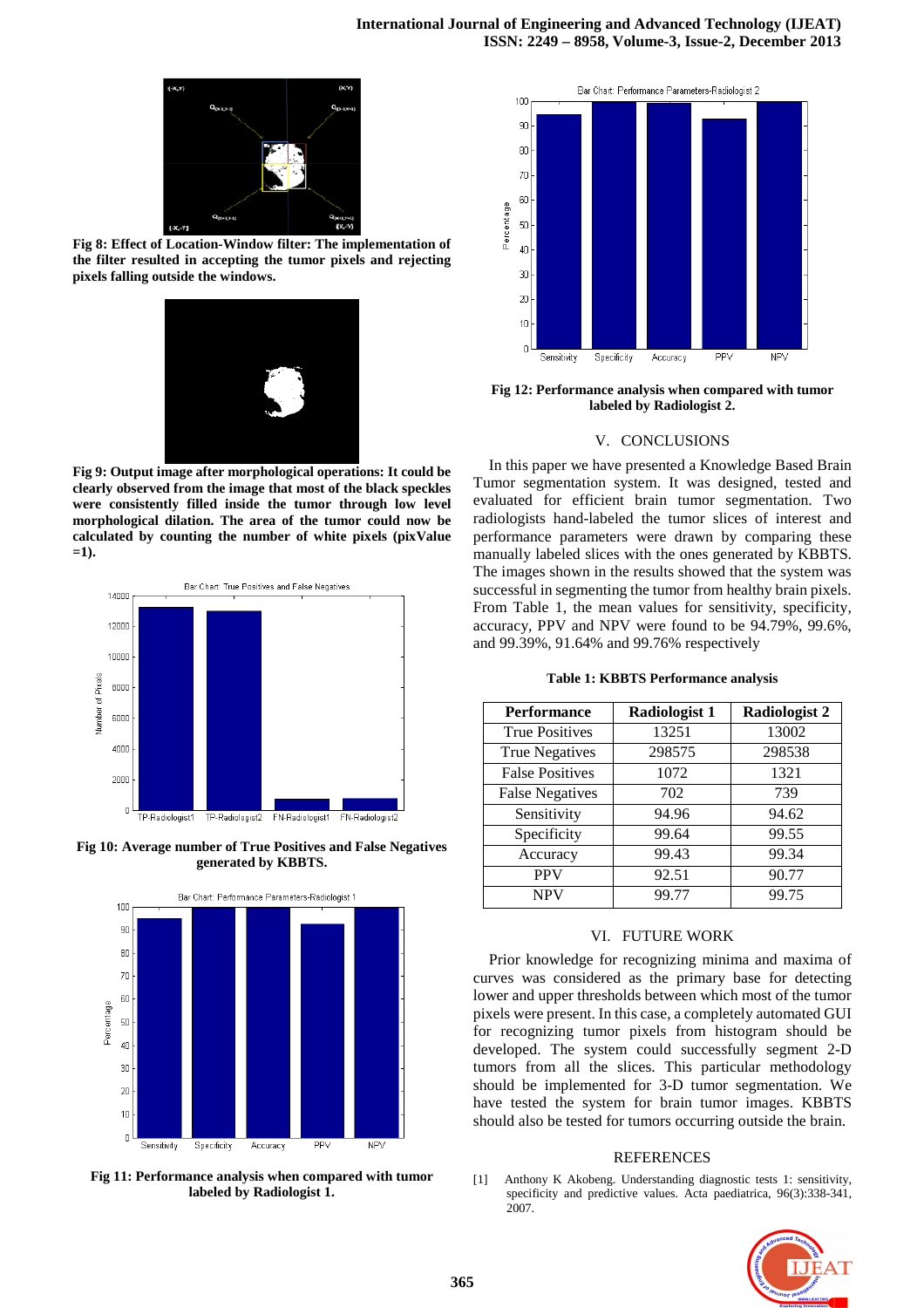Fig 8: **Effect of Location-Window filter: The implementation of the filter resulted in accepting the tumor pixels and rejecting pixels falling outside the windows.**

**Fig 9: Output image after morphological operations: It could be clearly observed from the image that most of the black speckles were consistently filled inside the tumor through low level morphological dilation. The area of the tumor could now be calculated by counting the number of white pixels (pixValue =1).**

Bar Chart: True Positives and False Negatives

Number of Pixels

14000
12000
10000
8000
6000
4000
2000
0

TP-Radiologist1 TP-Radiologist2 FN-Radiologist1 FN-Radiologist2

**Fig 10: Average number of True Positives and False Negatives generated by KBBTS.**

Bar Chart: Performance Parameters-Radiologist 1

Percentage

100
90
80
70
60
50
40
30
20
10
0

Sensitivity Specificity Accuracy PPV NPV

**Fig 11: Performance analysis when compared with tumor labeled by Radiologist 1.**

Bar Chart: Performance Parameters-Radiologist 2

Percentage

100
90
80
70
60
50
40
30
20
10
0

Sensitivity Specificity Accuracy PPV NPV

**Fig 12: Performance analysis when compared with tumor labeled by Radiologist 2.**

## V. CONCLUSIONS

In this paper we have presented a Knowledge Based Brain Tumor segmentation system. It was designed, tested and evaluated for efficient brain tumor segmentation. Two radiologists hand-labeled the tumor slices of interest and performance parameters were drawn by comparing these manually labeled slices with the ones generated by KBBTS. The images shown in the results showed that the system was successful in segmenting the tumor from healthy brain pixels. From Table 1, the mean values for sensitivity, specificity, accuracy, PPV and NPV were found to be 94.79%, 99.6%, and 99.39%, 91.64% and 99.76% respectively

**Table 1: KBBTS Performance analysis**

| Performance | Radiologist 1 | Radiologist 2 |
|---|---|---|
| True Positives | 13251 | 13002 |
| True Negatives | 298575 | 298538 |
| False Positives | 1072 | 1321 |
| False Negatives | 702 | 739 |
| Sensitivity | 94.96 | 94.62 |
| Specificity | 99.64 | 99.55 |
| Accuracy | 99.43 | 99.34 |
| PPV | 92.51 | 90.77 |
| NPV | 99.77 | 99.75 |

## VI. FUTURE WORK

Prior knowledge for recognizing minima and maxima of curves was considered as the primary base for detecting lower and upper thresholds between which most of the tumor pixels were present. In this case, a completely automated GUI for recognizing tumor pixels from histogram should be developed. The system could successfully segment 2-D tumors from all the slices. This particular methodology should be implemented for 3-D tumor segmentation. We have tested the system for brain tumor images. KBBTS should also be tested for tumors occurring outside the brain.

## REFERENCES

[1] Anthony K Akobeng. Understanding diagnostic tests 1: sensitivity, specificity and predictive values. Acta paediatrica, 96(3):338-341, 2007.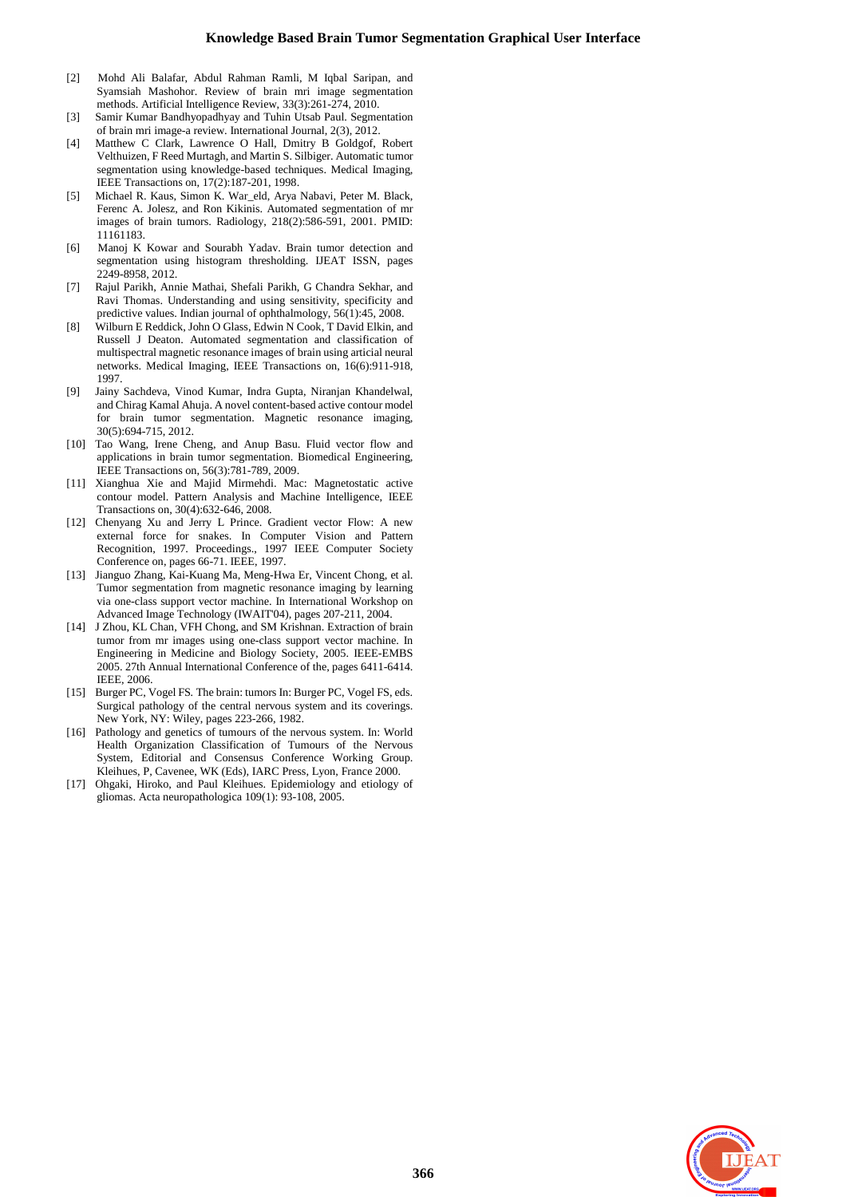[2] Mohd Ali Balafar, Abdul Rahman Ramli, M Iqbal Saripan, and Syamsiah Mashohor. Review of brain mri image segmentation methods. Artificial Intelligence Review, 33(3):261-274, 2010.

[3] Samir Kumar Bandhyopadhyay and Tuhin Utsab Paul. Segmentation of brain mri image-a review. International Journal, 2(3), 2012.

[4] Matthew C Clark, Lawrence O Hall, Dmitry B Goldgof, Robert Velthuizen, F Reed Murtagh, and Martin S. Silbiger. Automatic tumor segmentation using knowledge-based techniques. Medical Imaging, IEEE Transactions on, 17(2):187-201, 1998.

[5] Michael R. Kaus, Simon K. War_eld, Arya Nabavi, Peter M. Black, Ferenc A. Jolesz, and Ron Kikinis. Automated segmentation of mr images of brain tumors. Radiology, 218(2):586-591, 2001. PMID: 11161183.

[6] Manoj K Kowar and Sourabh Yadav. Brain tumor detection and segmentation using histogram thresholding. IJEAT ISSN, pages 2249-8958, 2012.

[7] Rajul Parikh, Annie Mathai, Shefali Parikh, G Chandra Sekhar, and Ravi Thomas. Understanding and using sensitivity, specificity and predictive values. Indian journal of ophthalmology, 56(1):45, 2008.

[8] Wilburn E Reddick, John O Glass, Edwin N Cook, T David Elkin, and Russell J Deaton. Automated segmentation and classification of multispectral magnetic resonance images of brain using articial neural networks. Medical Imaging, IEEE Transactions on, 16(6):911-918, 1997.

[9] Jainy Sachdeva, Vinod Kumar, Indra Gupta, Niranjan Khandelwal, and Chirag Kamal Ahuja. A novel content-based active contour model for brain tumor segmentation. Magnetic resonance imaging, 30(5):694-715, 2012.

[10] Tao Wang, Irene Cheng, and Anup Basu. Fluid vector flow and applications in brain tumor segmentation. Biomedical Engineering, IEEE Transactions on, 56(3):781-789, 2009.

[11] Xianghua Xie and Majid Mirmehdi. Mac: Magnetostatic active contour model. Pattern Analysis and Machine Intelligence, IEEE Transactions on, 30(4):632-646, 2008.

[12] Chenyang Xu and Jerry L Prince. Gradient vector Flow: A new external force for snakes. In Computer Vision and Pattern Recognition, 1997. Proceedings., 1997 IEEE Computer Society Conference on, pages 66-71. IEEE, 1997.

[13] Jianguo Zhang, Kai-Kuang Ma, Meng-Hwa Er, Vincent Chong, et al. Tumor segmentation from magnetic resonance imaging by learning via one-class support vector machine. In International Workshop on Advanced Image Technology (IWAIT'04), pages 207-211, 2004.

[14] J Zhou, KL Chan, VFH Chong, and SM Krishnan. Extraction of brain tumor from mr images using one-class support vector machine. In Engineering in Medicine and Biology Society, 2005. IEEE-EMBS 2005. 27th Annual International Conference of the, pages 6411-6414. IEEE, 2006.

[15] Burger PC, Vogel FS. The brain: tumors In: Burger PC, Vogel FS, eds. Surgical pathology of the central nervous system and its coverings. New York, NY: Wiley, pages 223-266, 1982.

[16] Pathology and genetics of tumours of the nervous system. In: World Health Organization Classification of Tumours of the Nervous System, Editorial and Consensus Conference Working Group. Kleihues, P, Cavenee, WK (Eds), IARC Press, Lyon, France 2000.

[17] Ohgaki, Hiroko, and Paul Kleihues. Epidemiology and etiology of gliomas. Acta neuropathologica 109(1): 93-108, 2005.